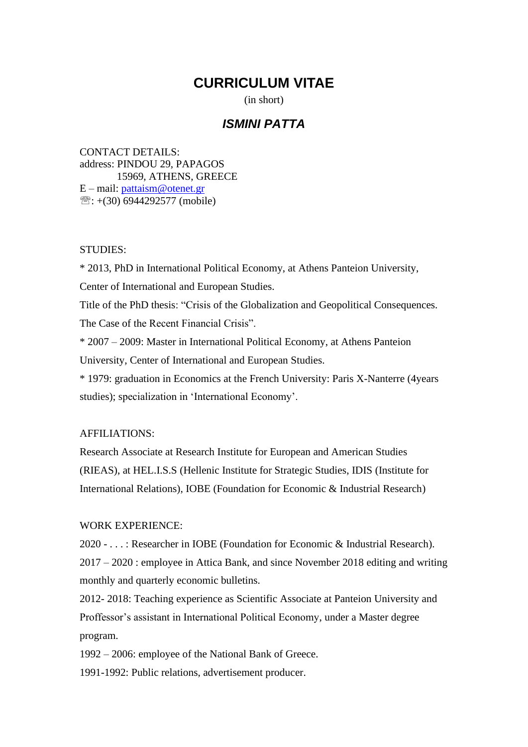# CURRICULUM VITAE

(in short)

## *ISMINI PATTA*

CONTACT DETAILS:
address: PINDOU 29, PAPAGOS
15969, ATHENS, GREECE
E – mail: pattaism@otenet.gr
☏: +(30) 6944292577 (mobile)

STUDIES:

* 2013, PhD in International Political Economy, at Athens Panteion University, Center of International and European Studies.
Title of the PhD thesis: “Crisis of the Globalization and Geopolitical Consequences. The Case of the Recent Financial Crisis”.
* 2007 – 2009: Master in International Political Economy, at Athens Panteion University, Center of International and European Studies.
* 1979: graduation in Economics at the French University: Paris X-Nanterre (4years studies); specialization in ‘International Economy’.

AFFILIATIONS:

Research Associate at Research Institute for European and American Studies (RIEAS), at HEL.I.S.S (Hellenic Institute for Strategic Studies, IDIS (Institute for International Relations), IOBE (Foundation for Economic & Industrial Research)

WORK EXPERIENCE:

2020 - . . . : Researcher in IOBE (Foundation for Economic & Industrial Research).
2017 – 2020 : employee in Attica Bank, and since November 2018 editing and writing monthly and quarterly economic bulletins.
2012- 2018: Teaching experience as Scientific Associate at Panteion University and Proffessor's assistant in International Political Economy, under a Master degree program.
1992 – 2006: employee of the National Bank of Greece.
1991-1992: Public relations, advertisement producer.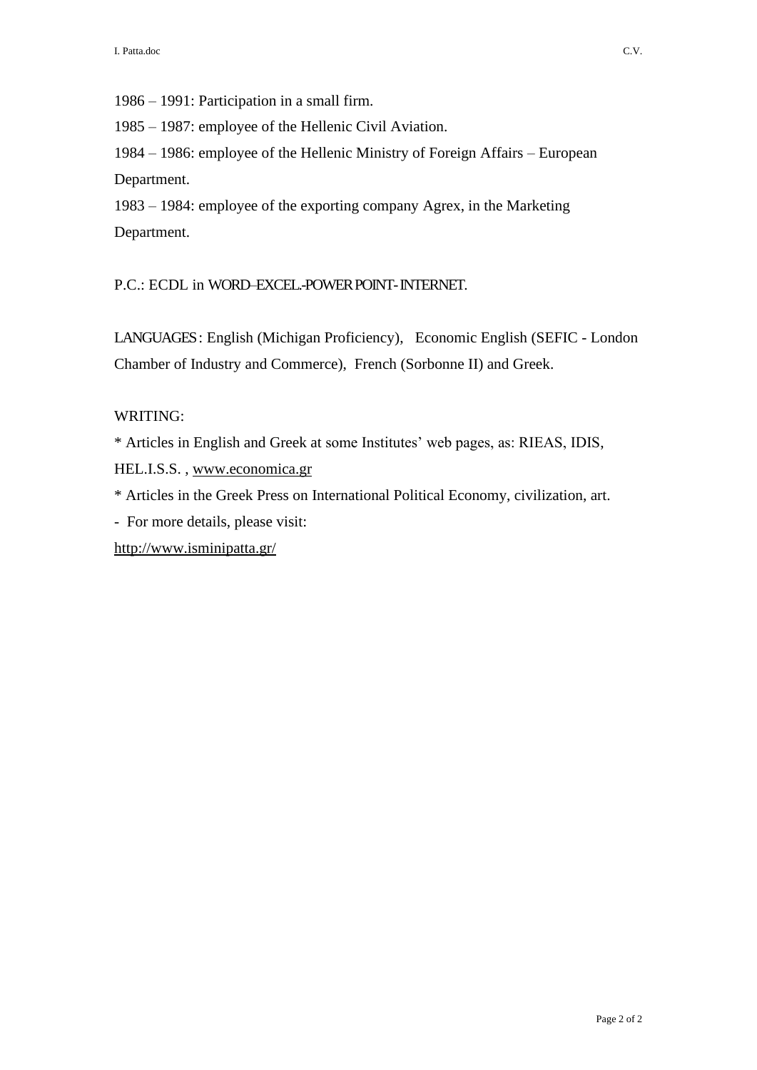1986 – 1991: Participation in a small firm.

1985 – 1987: employee of the Hellenic Civil Aviation.

1984 – 1986: employee of the Hellenic Ministry of Foreign Affairs – European Department.

1983 – 1984: employee of the exporting company Agrex, in the Marketing Department.

P.C.: ECDL in WORD–EXCEL.-POWER POINT- INTERNET.

LANGUAGES: English (Michigan Proficiency), Economic English (SEFIC - London Chamber of Industry and Commerce), French (Sorbonne II) and Greek.

WRITING:

* Articles in English and Greek at some Institutes' web pages, as: RIEAS, IDIS, HEL.I.S.S. , www.economica.gr

* Articles in the Greek Press on International Political Economy, civilization, art.

- For more details, please visit:

http://www.isminipatta.gr/